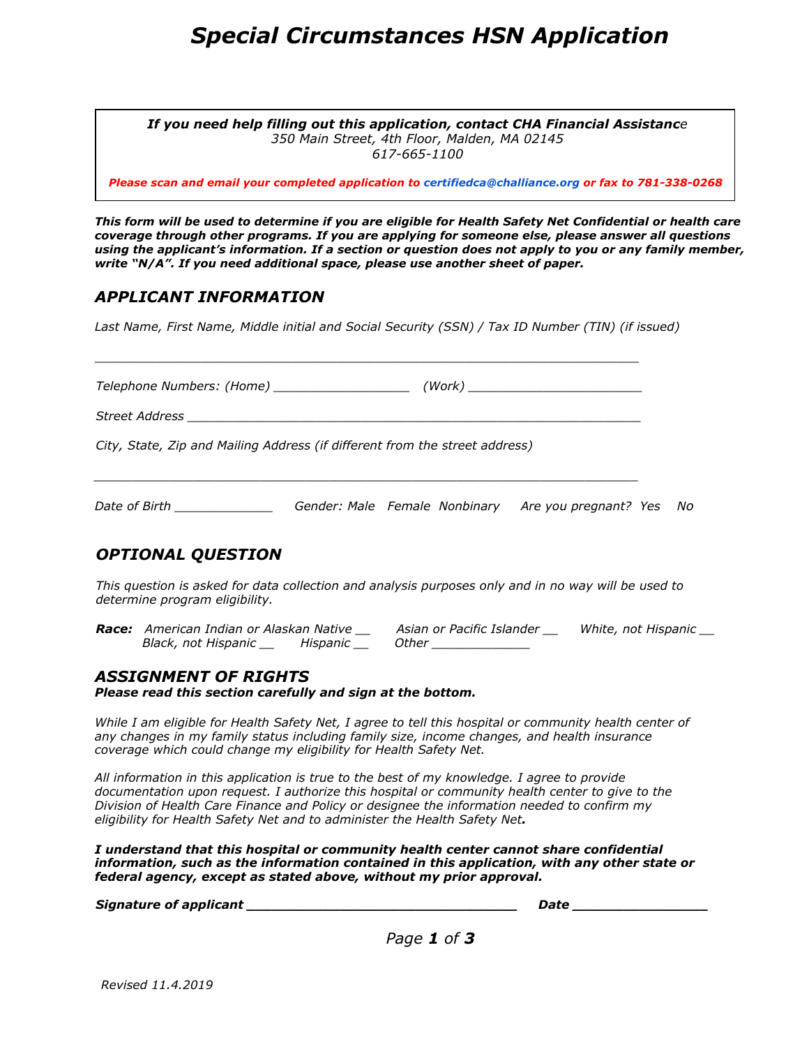# *Special Circumstances HSN Application*

> ***If you need help filling out this application, contact CHA Financial Assistance***
> *350 Main Street, 4th Floor, Malden, MA 02145*
> *617-665-1100*
>
> ***Please scan and email your completed application to certifiedca@challiance.org or fax to 781-338-0268***

***This form will be used to determine if you are eligible for Health Safety Net Confidential or health care coverage through other programs. If you are applying for someone else, please answer all questions using the applicant's information. If a section or question does not apply to you or any family member, write "N/A". If you need additional space, please use another sheet of paper.***

## *APPLICANT INFORMATION*

*Last Name, First Name, Middle initial and Social Security (SSN) / Tax ID Number (TIN) (if issued)*

______________________________________________________________________

*Telephone Numbers: (Home)* __________________ *(Work)* ______________________

*Street Address* ____________________________________________________________

*City, State, Zip and Mailing Address (if different from the street address)*

______________________________________________________________________

*Date of Birth* _____________ *Gender: Male Female Nonbinary* *Are you pregnant? Yes No*

## *OPTIONAL QUESTION*

*This question is asked for data collection and analysis purposes only and in no way will be used to determine program eligibility.*

***Race:*** *American Indian or Alaskan Native* __ *Asian or Pacific Islander* __ *White, not Hispanic* __
*Black, not Hispanic* __ *Hispanic* __ *Other* _____________

## *ASSIGNMENT OF RIGHTS*

***Please read this section carefully and sign at the bottom.***

*While I am eligible for Health Safety Net, I agree to tell this hospital or community health center of any changes in my family status including family size, income changes, and health insurance coverage which could change my eligibility for Health Safety Net.*

*All information in this application is true to the best of my knowledge. I agree to provide documentation upon request. I authorize this hospital or community health center to give to the Division of Health Care Finance and Policy or designee the information needed to confirm my eligibility for Health Safety Net and to administer the Health Safety Net.*

***I understand that this hospital or community health center cannot share confidential information, such as the information contained in this application, with any other state or federal agency, except as stated above, without my prior approval.***

***Signature of applicant*** __________________________________ ***Date*** ________________

*Revised 11.4.2019*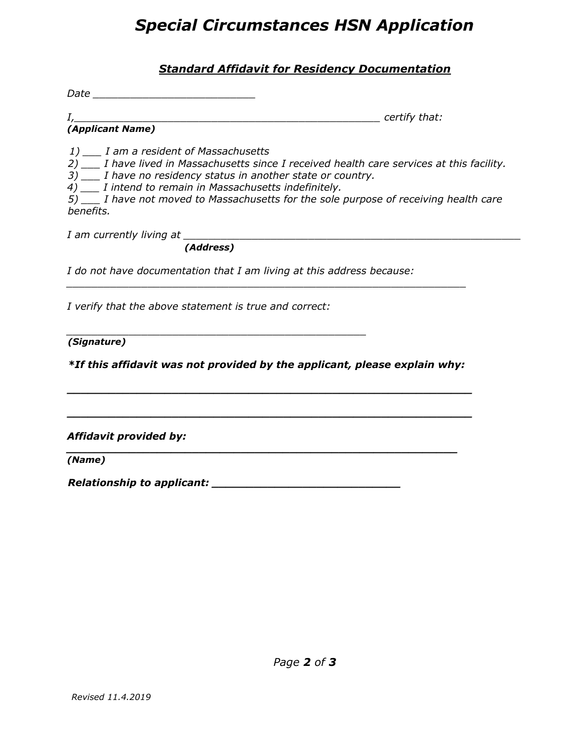# *Special Circumstances HSN Application*

## ***Standard Affidavit for Residency Documentation***

*Date* ___________________________

*I,*___________________________________________________ *certify that:*
***(Applicant Name)***

*1) ___ I am a resident of Massachusetts*
*2) ___ I have lived in Massachusetts since I received health care services at this facility.*
*3) ___ I have no residency status in another state or country.*
*4) ___ I intend to remain in Massachusetts indefinitely.*
*5) ___ I have not moved to Massachusetts for the sole purpose of receiving health care benefits.*

*I am currently living at* _________________________________________________________
***(Address)***

*I do not have documentation that I am living at this address because:*
___________________________________________________________________

*I verify that the above statement is true and correct:*

__________________________________________________
***(Signature)***

***\*If this affidavit was not provided by the applicant, please explain why:***

___________________________________________________________________

___________________________________________________________________

***Affidavit provided by:***
_________________________________________________________________
***(Name)***

***Relationship to applicant:*** _______________________________

*Revised 11.4.2019*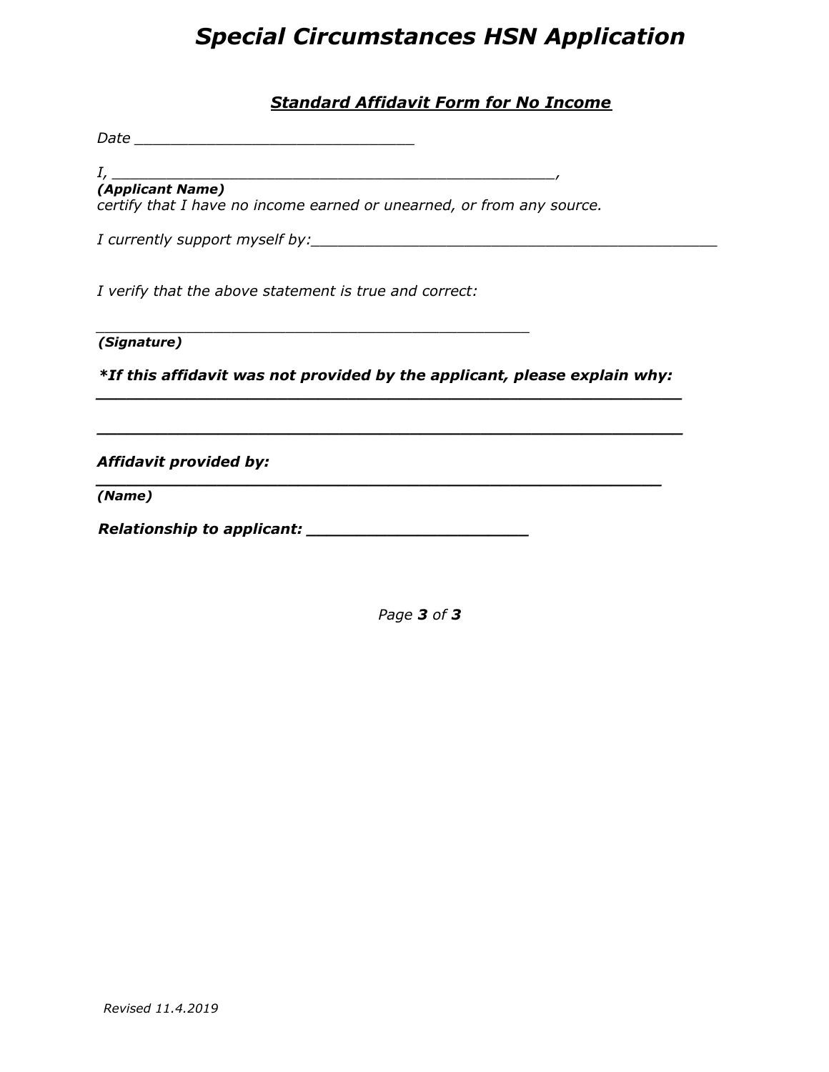# *Special Circumstances HSN Application*

## ***Standard Affidavit Form for No Income***

*Date \_\_\_\_\_\_\_\_\_\_\_\_\_\_\_\_\_\_\_\_\_\_\_\_\_\_\_\_\_\_\_\_*

*I, \_\_\_\_\_\_\_\_\_\_\_\_\_\_\_\_\_\_\_\_\_\_\_\_\_\_\_\_\_\_\_\_\_\_\_\_\_\_\_\_\_\_\_\_\_\_\_\_,*
***(Applicant Name)***
*certify that I have no income earned or unearned, or from any source.*

*I currently support myself by:\_\_\_\_\_\_\_\_\_\_\_\_\_\_\_\_\_\_\_\_\_\_\_\_\_\_\_\_\_\_\_\_\_\_\_\_\_\_\_\_\_\_\_\_\_\_*

*I verify that the above statement is true and correct:*

\_\_\_\_\_\_\_\_\_\_\_\_\_\_\_\_\_\_\_\_\_\_\_\_\_\_\_\_\_\_\_\_\_\_\_\_\_\_\_\_\_\_\_\_\_\_\_\_
***(Signature)***

***\*If this affidavit was not provided by the applicant, please explain why:***
\_\_\_\_\_\_\_\_\_\_\_\_\_\_\_\_\_\_\_\_\_\_\_\_\_\_\_\_\_\_\_\_\_\_\_\_\_\_\_\_\_\_\_\_\_\_\_\_\_\_\_\_\_\_\_\_\_\_

\_\_\_\_\_\_\_\_\_\_\_\_\_\_\_\_\_\_\_\_\_\_\_\_\_\_\_\_\_\_\_\_\_\_\_\_\_\_\_\_\_\_\_\_\_\_\_\_\_\_\_\_\_\_\_\_\_\_

***Affidavit provided by:***
\_\_\_\_\_\_\_\_\_\_\_\_\_\_\_\_\_\_\_\_\_\_\_\_\_\_\_\_\_\_\_\_\_\_\_\_\_\_\_\_\_\_\_\_\_\_\_\_\_\_\_\_\_\_\_\_
***(Name)***

***Relationship to applicant: \_\_\_\_\_\_\_\_\_\_\_\_\_\_\_\_\_\_\_\_\_\_\_***

*Revised 11.4.2019*